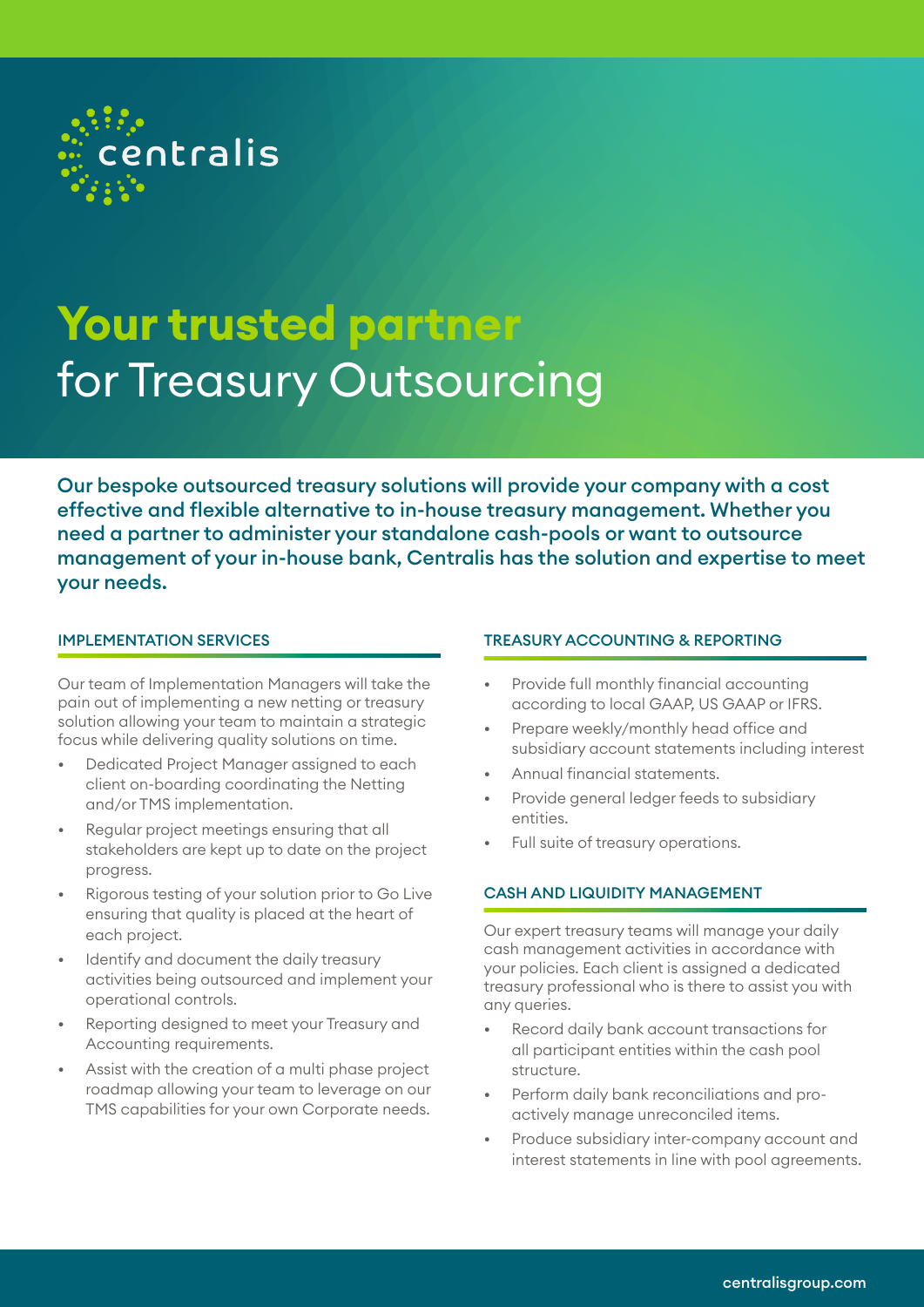centralis

# Your trusted partner for Treasury Outsourcing

**Our bespoke outsourced treasury solutions will provide your company with a cost effective and flexible alternative to in-house treasury management. Whether you need a partner to administer your standalone cash-pools or want to outsource management of your in-house bank, Centralis has the solution and expertise to meet your needs.**

## IMPLEMENTATION SERVICES

Our team of Implementation Managers will take the pain out of implementing a new netting or treasury solution allowing your team to maintain a strategic focus while delivering quality solutions on time.

- Dedicated Project Manager assigned to each client on-boarding coordinating the Netting and/or TMS implementation.
- Regular project meetings ensuring that all stakeholders are kept up to date on the project progress.
- Rigorous testing of your solution prior to Go Live ensuring that quality is placed at the heart of each project.
- Identify and document the daily treasury activities being outsourced and implement your operational controls.
- Reporting designed to meet your Treasury and Accounting requirements.
- Assist with the creation of a multi phase project roadmap allowing your team to leverage on our TMS capabilities for your own Corporate needs.

## TREASURY ACCOUNTING & REPORTING

- Provide full monthly financial accounting according to local GAAP, US GAAP or IFRS.
- Prepare weekly/monthly head office and subsidiary account statements including interest
- Annual financial statements.
- Provide general ledger feeds to subsidiary entities.
- Full suite of treasury operations.

## CASH AND LIQUIDITY MANAGEMENT

Our expert treasury teams will manage your daily cash management activities in accordance with your policies. Each client is assigned a dedicated treasury professional who is there to assist you with any queries.

- Record daily bank account transactions for all participant entities within the cash pool structure.
- Perform daily bank reconciliations and pro-actively manage unreconciled items.
- Produce subsidiary inter-company account and interest statements in line with pool agreements.

centralisgroup.com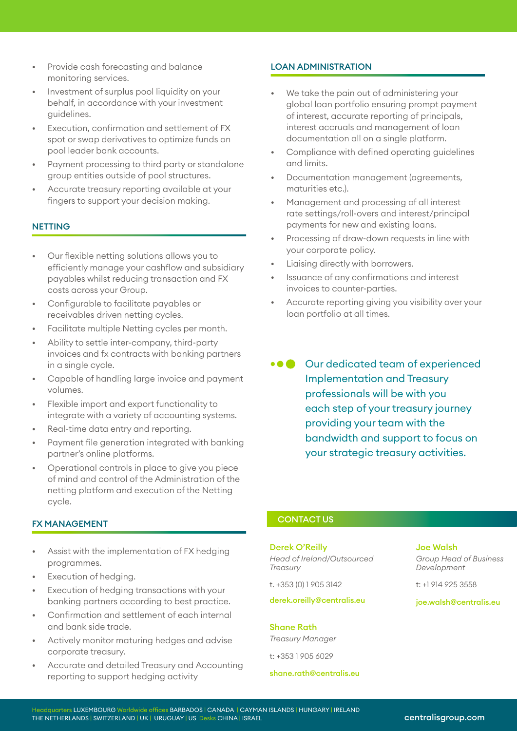- Provide cash forecasting and balance monitoring services.
- Investment of surplus pool liquidity on your behalf, in accordance with your investment guidelines.
- Execution, confirmation and settlement of FX spot or swap derivatives to optimize funds on pool leader bank accounts.
- Payment processing to third party or standalone group entities outside of pool structures.
- Accurate treasury reporting available at your fingers to support your decision making.

## NETTING

- Our flexible netting solutions allows you to efficiently manage your cashflow and subsidiary payables whilst reducing transaction and FX costs across your Group.
- Configurable to facilitate payables or receivables driven netting cycles.
- Facilitate multiple Netting cycles per month.
- Ability to settle inter-company, third-party invoices and fx contracts with banking partners in a single cycle.
- Capable of handling large invoice and payment volumes.
- Flexible import and export functionality to integrate with a variety of accounting systems.
- Real-time data entry and reporting.
- Payment file generation integrated with banking partner's online platforms.
- Operational controls in place to give you piece of mind and control of the Administration of the netting platform and execution of the Netting cycle.

## FX MANAGEMENT

- Assist with the implementation of FX hedging programmes.
- Execution of hedging.
- Execution of hedging transactions with your banking partners according to best practice.
- Confirmation and settlement of each internal and bank side trade.
- Actively monitor maturing hedges and advise corporate treasury.
- Accurate and detailed Treasury and Accounting reporting to support hedging activity

## LOAN ADMINISTRATION

- We take the pain out of administering your global loan portfolio ensuring prompt payment of interest, accurate reporting of principals, interest accruals and management of loan documentation all on a single platform.
- Compliance with defined operating guidelines and limits.
- Documentation management (agreements, maturities etc.).
- Management and processing of all interest rate settings/roll-overs and interest/principal payments for new and existing loans.
- Processing of draw-down requests in line with your corporate policy.
- Liaising directly with borrowers.
- Issuance of any confirmations and interest invoices to counter-parties.
- Accurate reporting giving you visibility over your loan portfolio at all times.

Our dedicated team of experienced Implementation and Treasury professionals will be with you each step of your treasury journey providing your team with the bandwidth and support to focus on your strategic treasury activities.

## CONTACT US

**Derek O'Reilly**
*Head of Ireland/Outsourced Treasury*
t. +353 (0) 1 905 3142
derek.oreilly@centralis.eu

**Shane Rath**
*Treasury Manager*
t: +353 1 905 6029
shane.rath@centralis.eu

**Joe Walsh**
*Group Head of Business Development*
t: +1 914 925 3558
joe.walsh@centralis.eu

Headquarters LUXEMBOURG Worldwide offices BARBADOS | CANADA | CAYMAN ISLANDS | HUNGARY | IRELAND THE NETHERLANDS | SWITZERLAND | UK | URUGUAY | US Desks CHINA | ISRAEL

centralisgroup.com